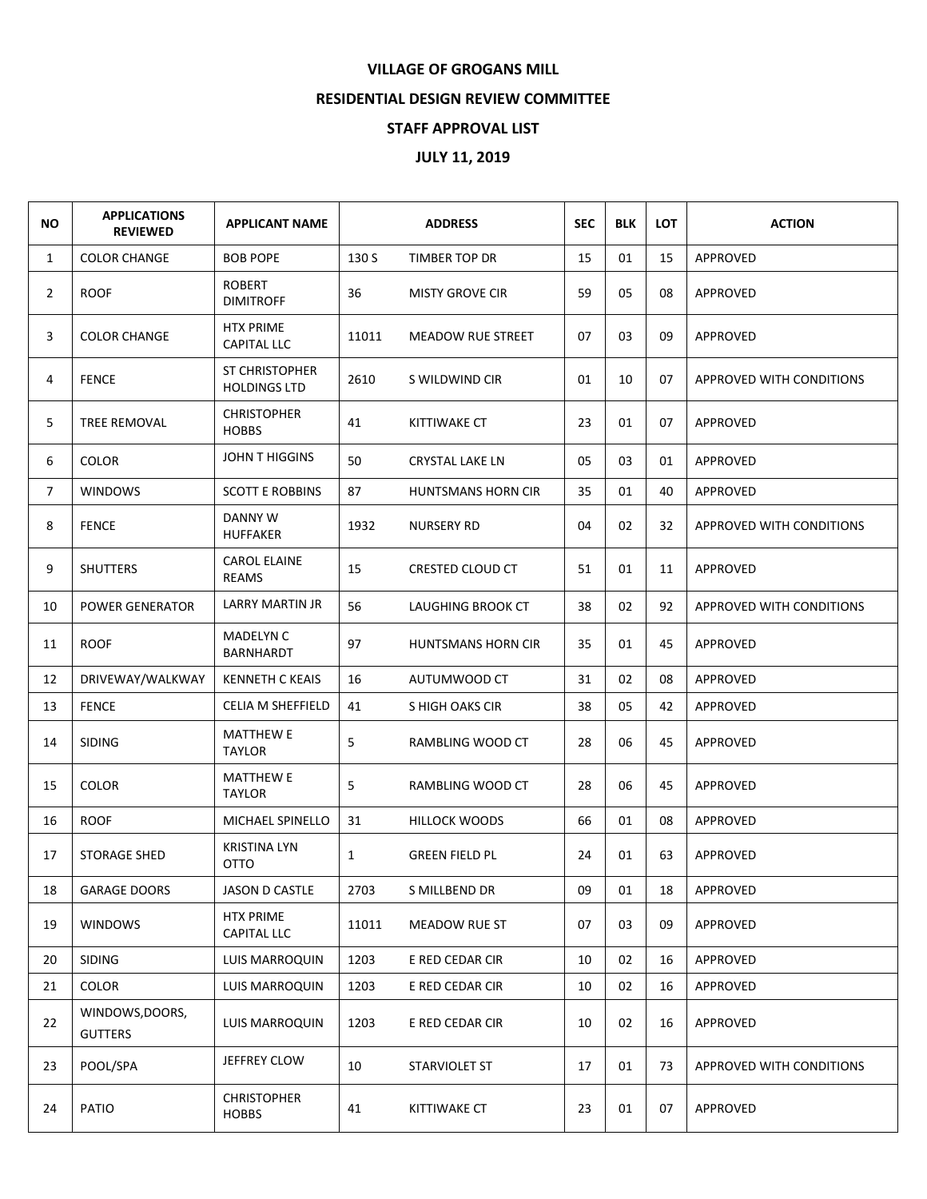# VILLAGE OF GROGANS MILL

## RESIDENTIAL DESIGN REVIEW COMMITTEE

## STAFF APPROVAL LIST

## JULY 11, 2019

| NO | APPLICATIONS REVIEWED | APPLICANT NAME | ADDRESS | | SEC | BLK | LOT | ACTION |
|---|---|---|---|---|---|---|---|---|
| 1 | COLOR CHANGE | BOB POPE | 130 S | TIMBER TOP DR | 15 | 01 | 15 | APPROVED |
| 2 | ROOF | ROBERT DIMITROFF | 36 | MISTY GROVE CIR | 59 | 05 | 08 | APPROVED |
| 3 | COLOR CHANGE | HTX PRIME CAPITAL LLC | 11011 | MEADOW RUE STREET | 07 | 03 | 09 | APPROVED |
| 4 | FENCE | ST CHRISTOPHER HOLDINGS LTD | 2610 | S WILDWIND CIR | 01 | 10 | 07 | APPROVED WITH CONDITIONS |
| 5 | TREE REMOVAL | CHRISTOPHER HOBBS | 41 | KITTIWAKE CT | 23 | 01 | 07 | APPROVED |
| 6 | COLOR | JOHN T HIGGINS | 50 | CRYSTAL LAKE LN | 05 | 03 | 01 | APPROVED |
| 7 | WINDOWS | SCOTT E ROBBINS | 87 | HUNTSMANS HORN CIR | 35 | 01 | 40 | APPROVED |
| 8 | FENCE | DANNY W HUFFAKER | 1932 | NURSERY RD | 04 | 02 | 32 | APPROVED WITH CONDITIONS |
| 9 | SHUTTERS | CAROL ELAINE REAMS | 15 | CRESTED CLOUD CT | 51 | 01 | 11 | APPROVED |
| 10 | POWER GENERATOR | LARRY MARTIN JR | 56 | LAUGHING BROOK CT | 38 | 02 | 92 | APPROVED WITH CONDITIONS |
| 11 | ROOF | MADELYN C BARNHARDT | 97 | HUNTSMANS HORN CIR | 35 | 01 | 45 | APPROVED |
| 12 | DRIVEWAY/WALKWAY | KENNETH C KEAIS | 16 | AUTUMWOOD CT | 31 | 02 | 08 | APPROVED |
| 13 | FENCE | CELIA M SHEFFIELD | 41 | S HIGH OAKS CIR | 38 | 05 | 42 | APPROVED |
| 14 | SIDING | MATTHEW E TAYLOR | 5 | RAMBLING WOOD CT | 28 | 06 | 45 | APPROVED |
| 15 | COLOR | MATTHEW E TAYLOR | 5 | RAMBLING WOOD CT | 28 | 06 | 45 | APPROVED |
| 16 | ROOF | MICHAEL SPINELLO | 31 | HILLOCK WOODS | 66 | 01 | 08 | APPROVED |
| 17 | STORAGE SHED | KRISTINA LYN OTTO | 1 | GREEN FIELD PL | 24 | 01 | 63 | APPROVED |
| 18 | GARAGE DOORS | JASON D CASTLE | 2703 | S MILLBEND DR | 09 | 01 | 18 | APPROVED |
| 19 | WINDOWS | HTX PRIME CAPITAL LLC | 11011 | MEADOW RUE ST | 07 | 03 | 09 | APPROVED |
| 20 | SIDING | LUIS MARROQUIN | 1203 | E RED CEDAR CIR | 10 | 02 | 16 | APPROVED |
| 21 | COLOR | LUIS MARROQUIN | 1203 | E RED CEDAR CIR | 10 | 02 | 16 | APPROVED |
| 22 | WINDOWS,DOORS, GUTTERS | LUIS MARROQUIN | 1203 | E RED CEDAR CIR | 10 | 02 | 16 | APPROVED |
| 23 | POOL/SPA | JEFFREY CLOW | 10 | STARVIOLET ST | 17 | 01 | 73 | APPROVED WITH CONDITIONS |
| 24 | PATIO | CHRISTOPHER HOBBS | 41 | KITTIWAKE CT | 23 | 01 | 07 | APPROVED |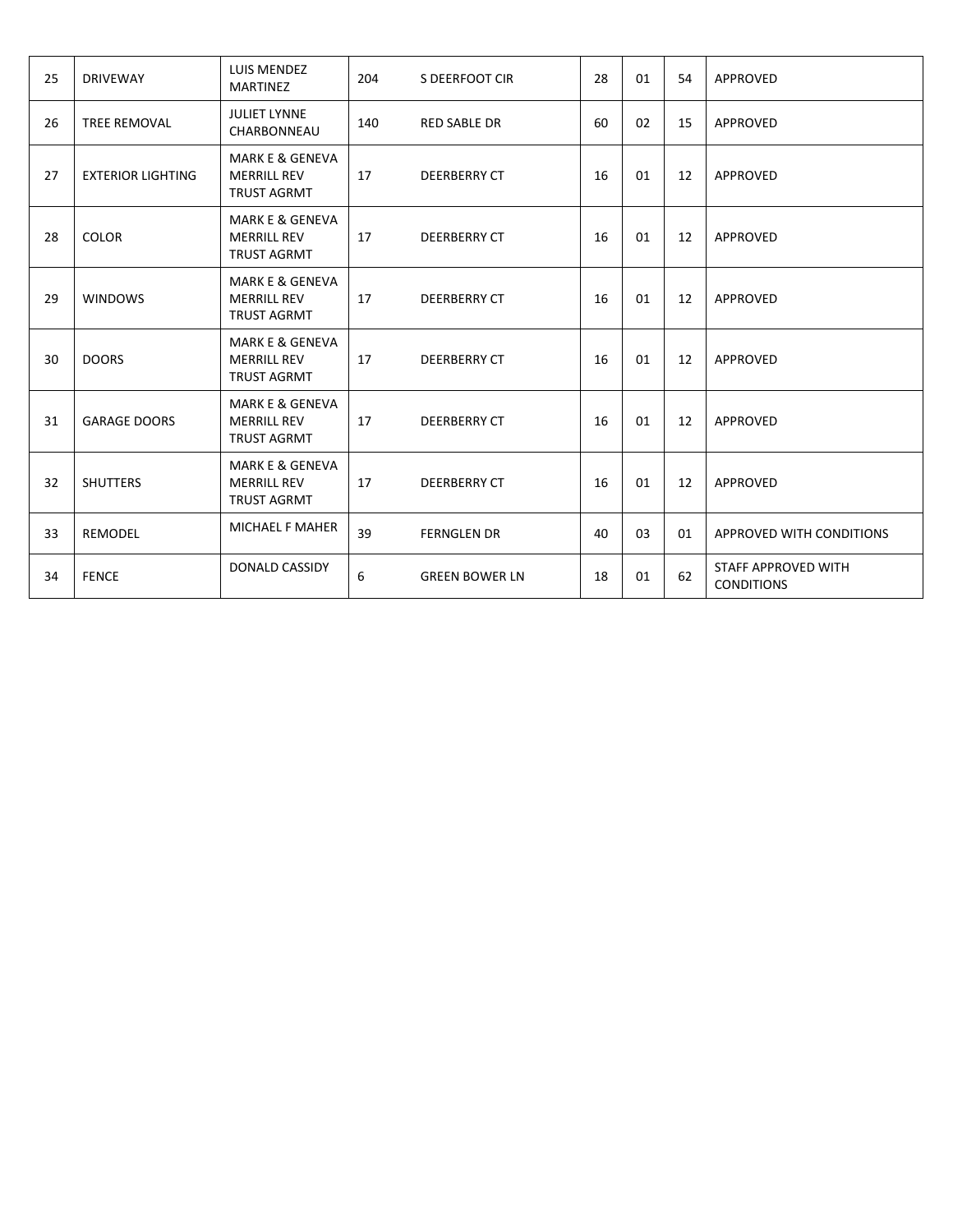| | | | | | | | | |
|---|---|---|---|---|---|---|---|---|
| 25 | DRIVEWAY | LUIS MENDEZ MARTINEZ | 204 | S DEERFOOT CIR | 28 | 01 | 54 | APPROVED |
| 26 | TREE REMOVAL | JULIET LYNNE CHARBONNEAU | 140 | RED SABLE DR | 60 | 02 | 15 | APPROVED |
| 27 | EXTERIOR LIGHTING | MARK E & GENEVA MERRILL REV TRUST AGRMT | 17 | DEERBERRY CT | 16 | 01 | 12 | APPROVED |
| 28 | COLOR | MARK E & GENEVA MERRILL REV TRUST AGRMT | 17 | DEERBERRY CT | 16 | 01 | 12 | APPROVED |
| 29 | WINDOWS | MARK E & GENEVA MERRILL REV TRUST AGRMT | 17 | DEERBERRY CT | 16 | 01 | 12 | APPROVED |
| 30 | DOORS | MARK E & GENEVA MERRILL REV TRUST AGRMT | 17 | DEERBERRY CT | 16 | 01 | 12 | APPROVED |
| 31 | GARAGE DOORS | MARK E & GENEVA MERRILL REV TRUST AGRMT | 17 | DEERBERRY CT | 16 | 01 | 12 | APPROVED |
| 32 | SHUTTERS | MARK E & GENEVA MERRILL REV TRUST AGRMT | 17 | DEERBERRY CT | 16 | 01 | 12 | APPROVED |
| 33 | REMODEL | MICHAEL F MAHER | 39 | FERNGLEN DR | 40 | 03 | 01 | APPROVED WITH CONDITIONS |
| 34 | FENCE | DONALD CASSIDY | 6 | GREEN BOWER LN | 18 | 01 | 62 | STAFF APPROVED WITH CONDITIONS |